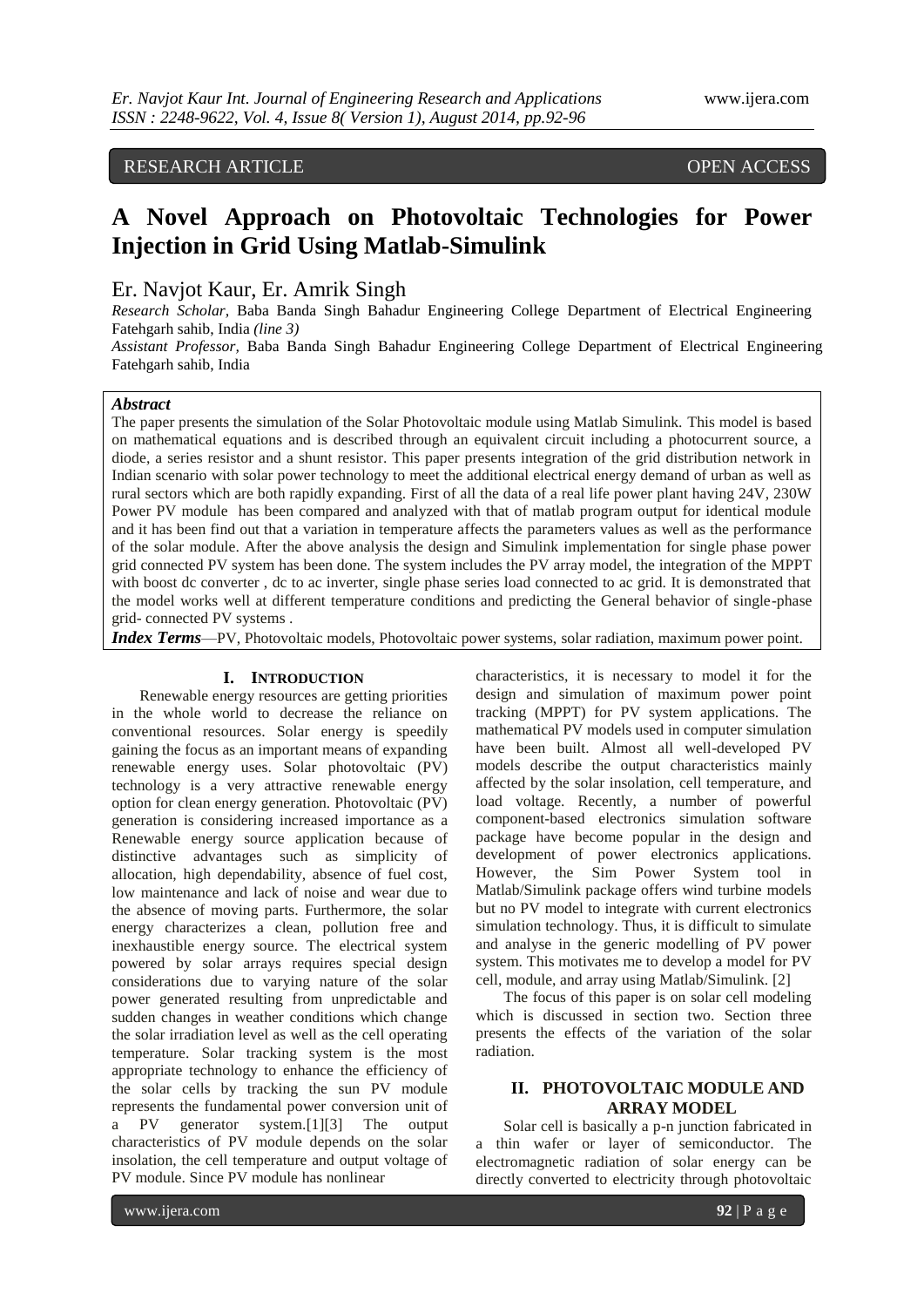RESEARCH ARTICLE OPEN ACCESS

# A Novel Approach on Photovoltaic Technologies for Power Injection in Grid Using Matlab-Simulink

Er. Navjot Kaur, Er. Amrik Singh

*Research Scholar,* Baba Banda Singh Bahadur Engineering College Department of Electrical Engineering Fatehgarh sahib, India *(line 3)*

*Assistant Professor,* Baba Banda Singh Bahadur Engineering College Department of Electrical Engineering Fatehgarh sahib, India

***Abstract***

The paper presents the simulation of the Solar Photovoltaic module using Matlab Simulink. This model is based on mathematical equations and is described through an equivalent circuit including a photocurrent source, a diode, a series resistor and a shunt resistor. This paper presents integration of the grid distribution network in Indian scenario with solar power technology to meet the additional electrical energy demand of urban as well as rural sectors which are both rapidly expanding. First of all the data of a real life power plant having 24V, 230W Power PV module has been compared and analyzed with that of matlab program output for identical module and it has been find out that a variation in temperature affects the parameters values as well as the performance of the solar module. After the above analysis the design and Simulink implementation for single phase power grid connected PV system has been done. The system includes the PV array model, the integration of the MPPT with boost dc converter , dc to ac inverter, single phase series load connected to ac grid. It is demonstrated that the model works well at different temperature conditions and predicting the General behavior of single-phase grid- connected PV systems .

***Index Terms***—PV, Photovoltaic models, Photovoltaic power systems, solar radiation, maximum power point.

## I. Introduction

Renewable energy resources are getting priorities in the whole world to decrease the reliance on conventional resources. Solar energy is speedily gaining the focus as an important means of expanding renewable energy uses. Solar photovoltaic (PV) technology is a very attractive renewable energy option for clean energy generation. Photovoltaic (PV) generation is considering increased importance as a Renewable energy source application because of distinctive advantages such as simplicity of allocation, high dependability, absence of fuel cost, low maintenance and lack of noise and wear due to the absence of moving parts. Furthermore, the solar energy characterizes a clean, pollution free and inexhaustible energy source. The electrical system powered by solar arrays requires special design considerations due to varying nature of the solar power generated resulting from unpredictable and sudden changes in weather conditions which change the solar irradiation level as well as the cell operating temperature. Solar tracking system is the most appropriate technology to enhance the efficiency of the solar cells by tracking the sun PV module represents the fundamental power conversion unit of a PV generator system.[1][3] The output characteristics of PV module depends on the solar insolation, the cell temperature and output voltage of PV module. Since PV module has nonlinear characteristics, it is necessary to model it for the design and simulation of maximum power point tracking (MPPT) for PV system applications. The mathematical PV models used in computer simulation have been built. Almost all well-developed PV models describe the output characteristics mainly affected by the solar insolation, cell temperature, and load voltage. Recently, a number of powerful component-based electronics simulation software package have become popular in the design and development of power electronics applications. However, the Sim Power System tool in Matlab/Simulink package offers wind turbine models but no PV model to integrate with current electronics simulation technology. Thus, it is difficult to simulate and analyse in the generic modelling of PV power system. This motivates me to develop a model for PV cell, module, and array using Matlab/Simulink. [2]

The focus of this paper is on solar cell modeling which is discussed in section two. Section three presents the effects of the variation of the solar radiation.

## II. Photovoltaic Module and Array Model

Solar cell is basically a p-n junction fabricated in a thin wafer or layer of semiconductor. The electromagnetic radiation of solar energy can be directly converted to electricity through photovoltaic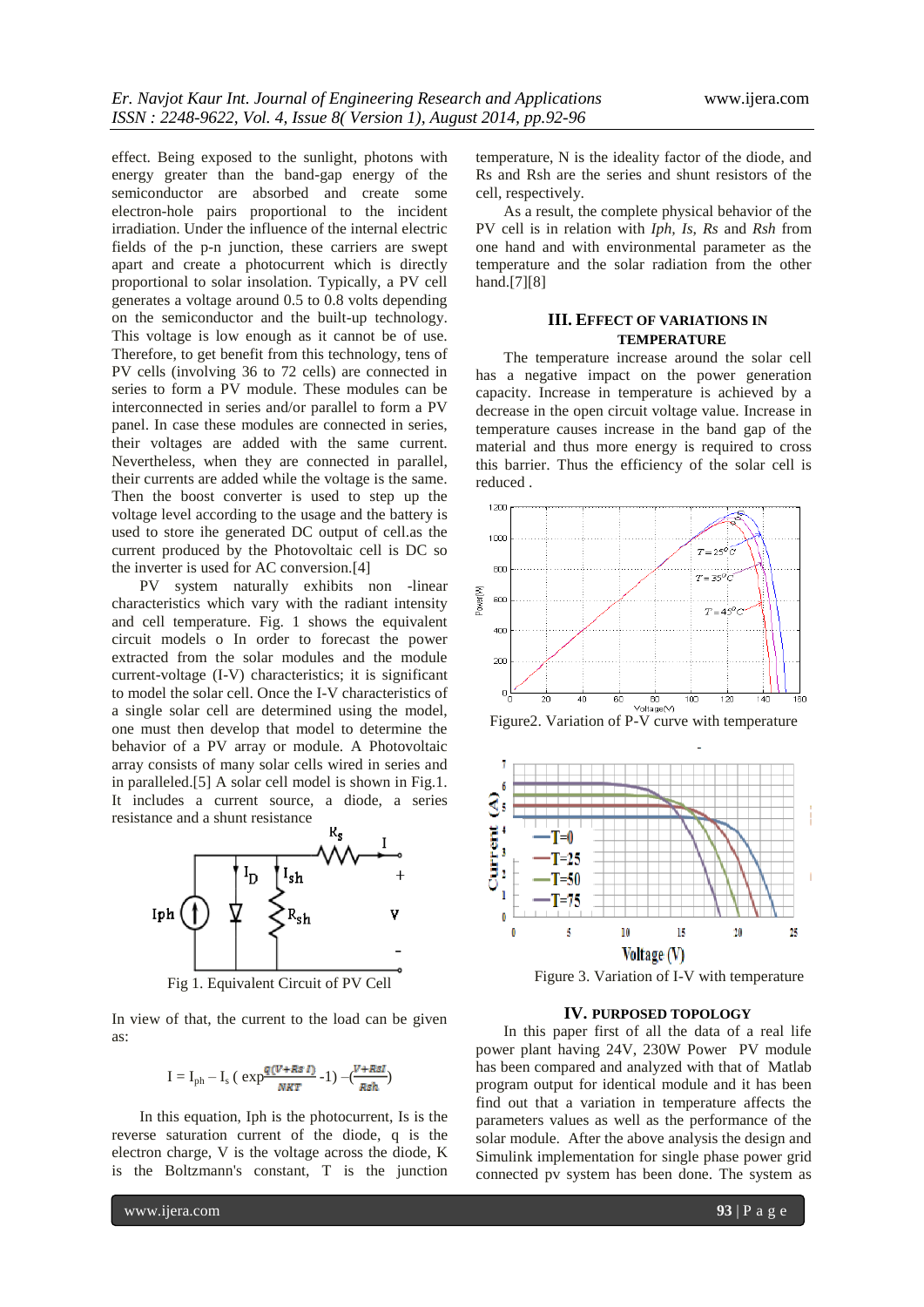effect. Being exposed to the sunlight, photons with energy greater than the band-gap energy of the semiconductor are absorbed and create some electron-hole pairs proportional to the incident irradiation. Under the influence of the internal electric fields of the p-n junction, these carriers are swept apart and create a photocurrent which is directly proportional to solar insolation. Typically, a PV cell generates a voltage around 0.5 to 0.8 volts depending on the semiconductor and the built-up technology. This voltage is low enough as it cannot be of use. Therefore, to get benefit from this technology, tens of PV cells (involving 36 to 72 cells) are connected in series to form a PV module. These modules can be interconnected in series and/or parallel to form a PV panel. In case these modules are connected in series, their voltages are added with the same current. Nevertheless, when they are connected in parallel, their currents are added while the voltage is the same. Then the boost converter is used to step up the voltage level according to the usage and the battery is used to store ihe generated DC output of cell.as the current produced by the Photovoltaic cell is DC so the inverter is used for AC conversion.[4]

PV system naturally exhibits non -linear characteristics which vary with the radiant intensity and cell temperature. Fig. 1 shows the equivalent circuit models o In order to forecast the power extracted from the solar modules and the module current-voltage (I-V) characteristics; it is significant to model the solar cell. Once the I-V characteristics of a single solar cell are determined using the model, one must then develop that model to determine the behavior of a PV array or module. A Photovoltaic array consists of many solar cells wired in series and in paralleled.[5] A solar cell model is shown in Fig.1. It includes a current source, a diode, a series resistance and a shunt resistance

Fig 1. Equivalent Circuit of PV Cell

In view of that, the current to the load can be given as:

$$I = I_{ph} - I_s \left( \exp\frac{q(V+Rs\,I)}{NKT} - 1 \right) - \left( \frac{V+RsI}{Rsh} \right)$$

In this equation, Iph is the photocurrent, Is is the reverse saturation current of the diode, q is the electron charge, V is the voltage across the diode, K is the Boltzmann's constant, T is the junction temperature, N is the ideality factor of the diode, and Rs and Rsh are the series and shunt resistors of the cell, respectively.

As a result, the complete physical behavior of the PV cell is in relation with *Iph*, *Is*, *Rs* and *Rsh* from one hand and with environmental parameter as the temperature and the solar radiation from the other hand.[7][8]

## III. EFFECT OF VARIATIONS IN TEMPERATURE

The temperature increase around the solar cell has a negative impact on the power generation capacity. Increase in temperature is achieved by a decrease in the open circuit voltage value. Increase in temperature causes increase in the band gap of the material and thus more energy is required to cross this barrier. Thus the efficiency of the solar cell is reduced .

Figure2. Variation of P-V curve with temperature

Figure 3. Variation of I-V with temperature

## IV. PURPOSED TOPOLOGY

In this paper first of all the data of a real life power plant having 24V, 230W Power PV module has been compared and analyzed with that of Matlab program output for identical module and it has been find out that a variation in temperature affects the parameters values as well as the performance of the solar module. After the above analysis the design and Simulink implementation for single phase power grid connected pv system has been done. The system as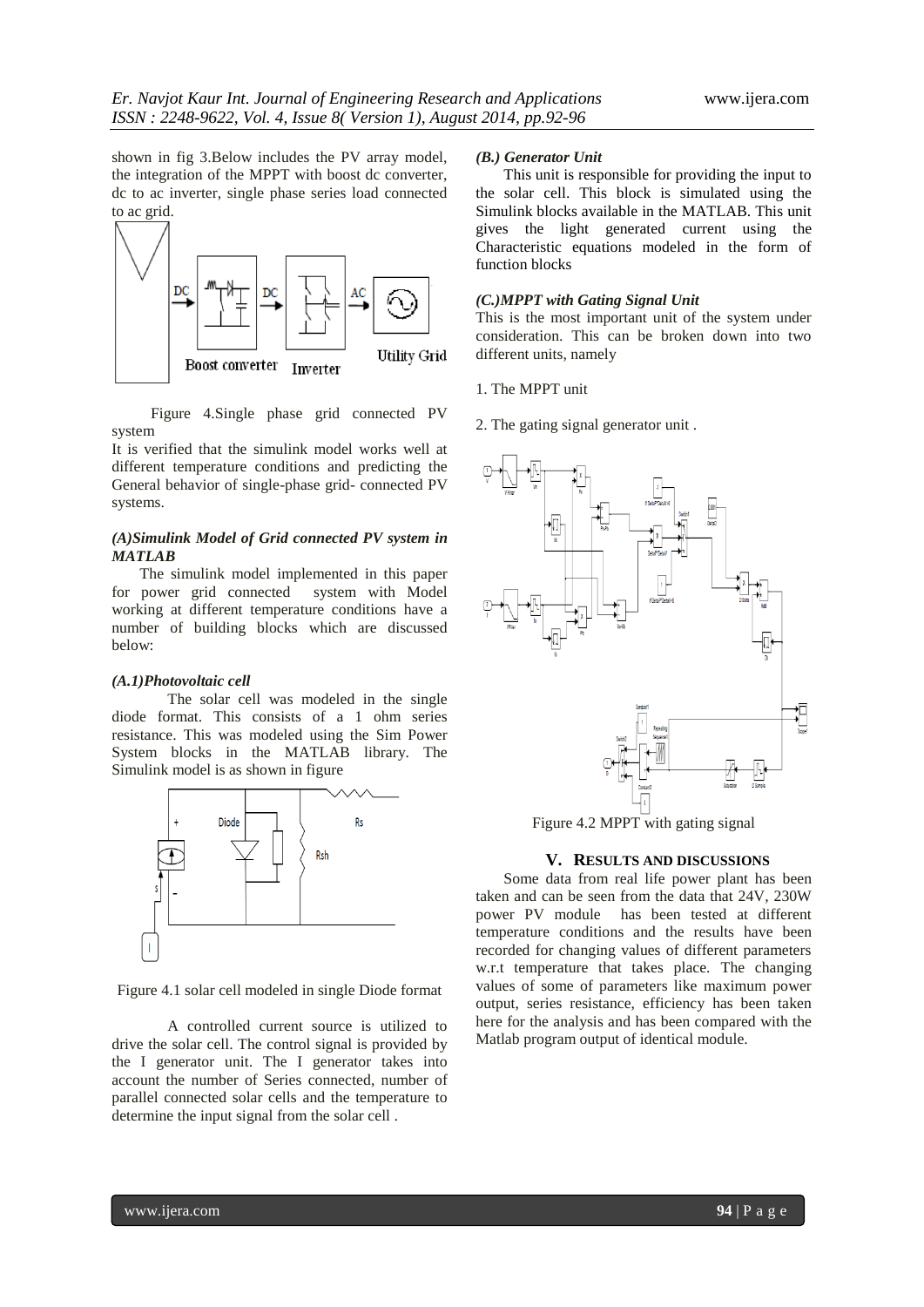shown in fig 3.Below includes the PV array model, the integration of the MPPT with boost dc converter, dc to ac inverter, single phase series load connected to ac grid.

Figure 4.Single phase grid connected PV system

It is verified that the simulink model works well at different temperature conditions and predicting the General behavior of single-phase grid- connected PV systems.

### *(A)Simulink Model of Grid connected PV system in MATLAB*

The simulink model implemented in this paper for power grid connected system with Model working at different temperature conditions have a number of building blocks which are discussed below:

#### *(A.1)Photovoltaic cell*

The solar cell was modeled in the single diode format. This consists of a 1 ohm series resistance. This was modeled using the Sim Power System blocks in the MATLAB library. The Simulink model is as shown in figure

Figure 4.1 solar cell modeled in single Diode format

A controlled current source is utilized to drive the solar cell. The control signal is provided by the I generator unit. The I generator takes into account the number of Series connected, number of parallel connected solar cells and the temperature to determine the input signal from the solar cell .

### *(B.) Generator Unit*

This unit is responsible for providing the input to the solar cell. This block is simulated using the Simulink blocks available in the MATLAB. This unit gives the light generated current using the Characteristic equations modeled in the form of function blocks

### *(C.)MPPT with Gating Signal Unit*

This is the most important unit of the system under consideration. This can be broken down into two different units, namely

1. The MPPT unit

2. The gating signal generator unit .

Figure 4.2 MPPT with gating signal

## V. RESULTS AND DISCUSSIONS

Some data from real life power plant has been taken and can be seen from the data that 24V, 230W power PV module has been tested at different temperature conditions and the results have been recorded for changing values of different parameters w.r.t temperature that takes place. The changing values of some of parameters like maximum power output, series resistance, efficiency has been taken here for the analysis and has been compared with the Matlab program output of identical module.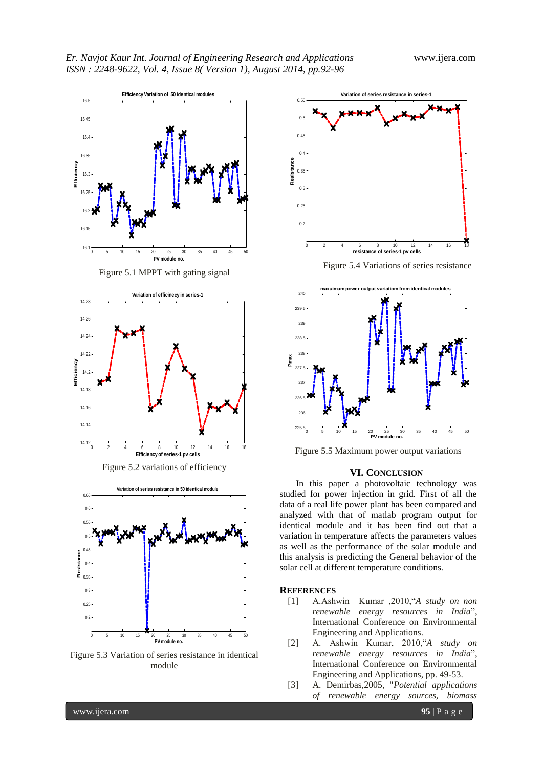Figure 5.1 MPPT with gating signal

Figure 5.2 variations of efficiency

Figure 5.3 Variation of series resistance in identical module

Figure 5.4 Variations of series resistance

Figure 5.5 Maximum power output variations

## VI. CONCLUSION

In this paper a photovoltaic technology was studied for power injection in grid. First of all the data of a real life power plant has been compared and analyzed with that of matlab program output for identical module and it has been find out that a variation in temperature affects the parameters values as well as the performance of the solar module and this analysis is predicting the General behavior of the solar cell at different temperature conditions.

## REFERENCES

[1] A.Ashwin Kumar ,2010,"*A study on non renewable energy resources in India*", International Conference on Environmental Engineering and Applications.

[2] A. Ashwin Kumar, 2010,"*A study on renewable energy resources in India*", International Conference on Environmental Engineering and Applications, pp. 49-53.

[3] A. Demirbas,2005, "*Potential applications of renewable energy sources, biomass*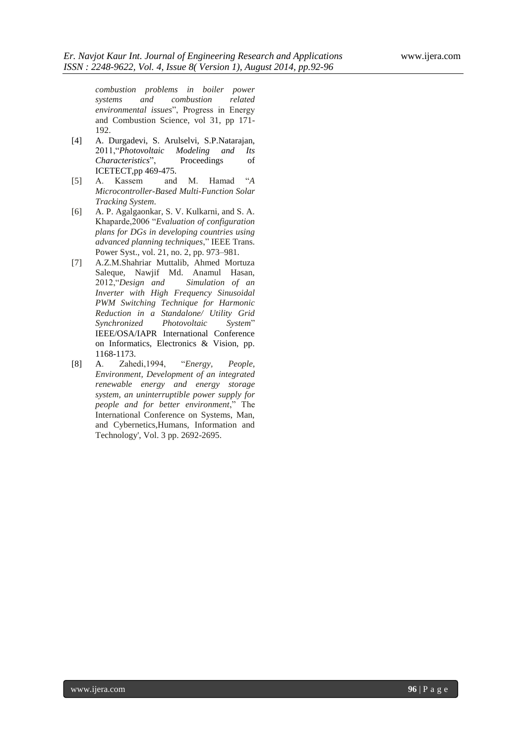*combustion problems in boiler power systems and combustion related environmental issues*", Progress in Energy and Combustion Science, vol 31, pp 171-192.

[4] A. Durgadevi, S. Arulselvi, S.P.Natarajan, 2011,"*Photovoltaic Modeling and Its Characteristics*", Proceedings of ICETECT,pp 469-475.

[5] A. Kassem and M. Hamad "*A Microcontroller-Based Multi-Function Solar Tracking System*.

[6] A. P. Agalgaonkar, S. V. Kulkarni, and S. A. Khaparde,2006 "*Evaluation of configuration plans for DGs in developing countries using advanced planning techniques*," IEEE Trans. Power Syst., vol. 21, no. 2, pp. 973–981.

[7] A.Z.M.Shahriar Muttalib, Ahmed Mortuza Saleque, Nawjif Md. Anamul Hasan, 2012,"*Design and Simulation of an Inverter with High Frequency Sinusoidal PWM Switching Technique for Harmonic Reduction in a Standalone/ Utility Grid Synchronized Photovoltaic System*" IEEE/OSA/IAPR International Conference on Informatics, Electronics & Vision, pp. 1168-1173.

[8] A. Zahedi,1994, "*Energy, People, Environment, Development of an integrated renewable energy and energy storage system, an uninterruptible power supply for people and for better environment*," The International Conference on Systems, Man, and Cybernetics,Humans, Information and Technology', Vol. 3 pp. 2692-2695.